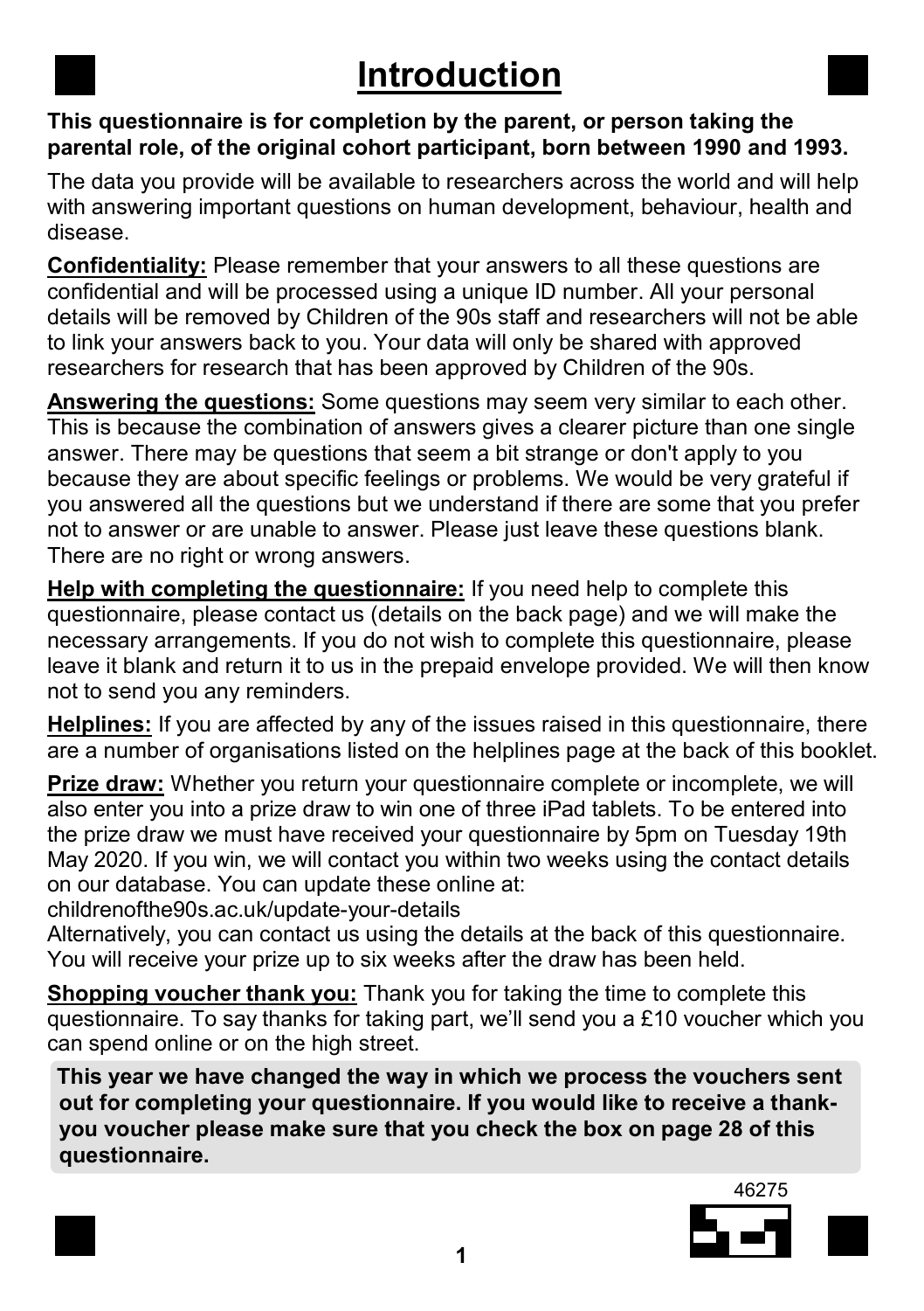# Introduction

**This questionnaire is for completion by the parent, or person taking the parental role, of the original cohort participant, born between 1990 and 1993.**

The data you provide will be available to researchers across the world and will help with answering important questions on human development, behaviour, health and disease.

**Confidentiality:** Please remember that your answers to all these questions are confidential and will be processed using a unique ID number. All your personal details will be removed by Children of the 90s staff and researchers will not be able to link your answers back to you. Your data will only be shared with approved researchers for research that has been approved by Children of the 90s.

**Answering the questions:** Some questions may seem very similar to each other. This is because the combination of answers gives a clearer picture than one single answer. There may be questions that seem a bit strange or don't apply to you because they are about specific feelings or problems. We would be very grateful if you answered all the questions but we understand if there are some that you prefer not to answer or are unable to answer. Please just leave these questions blank. There are no right or wrong answers.

**Help with completing the questionnaire:** If you need help to complete this questionnaire, please contact us (details on the back page) and we will make the necessary arrangements. If you do not wish to complete this questionnaire, please leave it blank and return it to us in the prepaid envelope provided. We will then know not to send you any reminders.

**Helplines:** If you are affected by any of the issues raised in this questionnaire, there are a number of organisations listed on the helplines page at the back of this booklet.

**Prize draw:** Whether you return your questionnaire complete or incomplete, we will also enter you into a prize draw to win one of three iPad tablets. To be entered into the prize draw we must have received your questionnaire by 5pm on Tuesday 19th May 2020. If you win, we will contact you within two weeks using the contact details on our database. You can update these online at:
childrenofthe90s.ac.uk/update-your-details
Alternatively, you can contact us using the details at the back of this questionnaire. You will receive your prize up to six weeks after the draw has been held.

**Shopping voucher thank you:** Thank you for taking the time to complete this questionnaire. To say thanks for taking part, we'll send you a £10 voucher which you can spend online or on the high street.

**This year we have changed the way in which we process the vouchers sent out for completing your questionnaire. If you would like to receive a thank-you voucher please make sure that you check the box on page 28 of this questionnaire.**

46275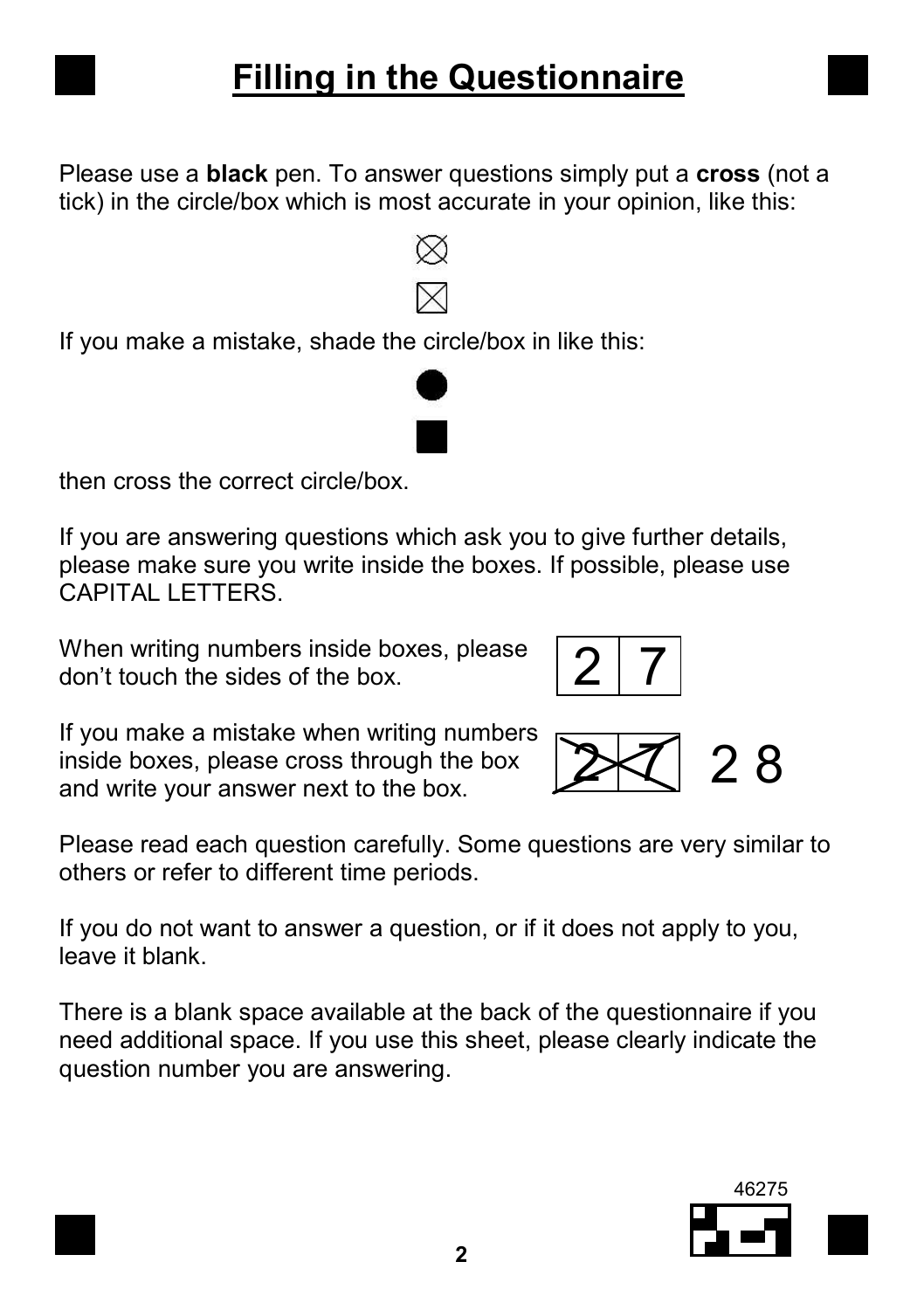# Filling in the Questionnaire

Please use a **black** pen. To answer questions simply put a **cross** (not a tick) in the circle/box which is most accurate in your opinion, like this:

⨂

☒

If you make a mistake, shade the circle/box in like this:

●

■

then cross the correct circle/box.

If you are answering questions which ask you to give further details, please make sure you write inside the boxes. If possible, please use CAPITAL LETTERS.

When writing numbers inside boxes, please don't touch the sides of the box.

| 2 | 7 |
|---|---|

If you make a mistake when writing numbers inside boxes, please cross through the box and write your answer next to the box.

| ~~2~~ | ~~7~~ | 2 8 |
|---|---|---|

Please read each question carefully. Some questions are very similar to others or refer to different time periods.

If you do not want to answer a question, or if it does not apply to you, leave it blank.

There is a blank space available at the back of the questionnaire if you need additional space. If you use this sheet, please clearly indicate the question number you are answering.

46275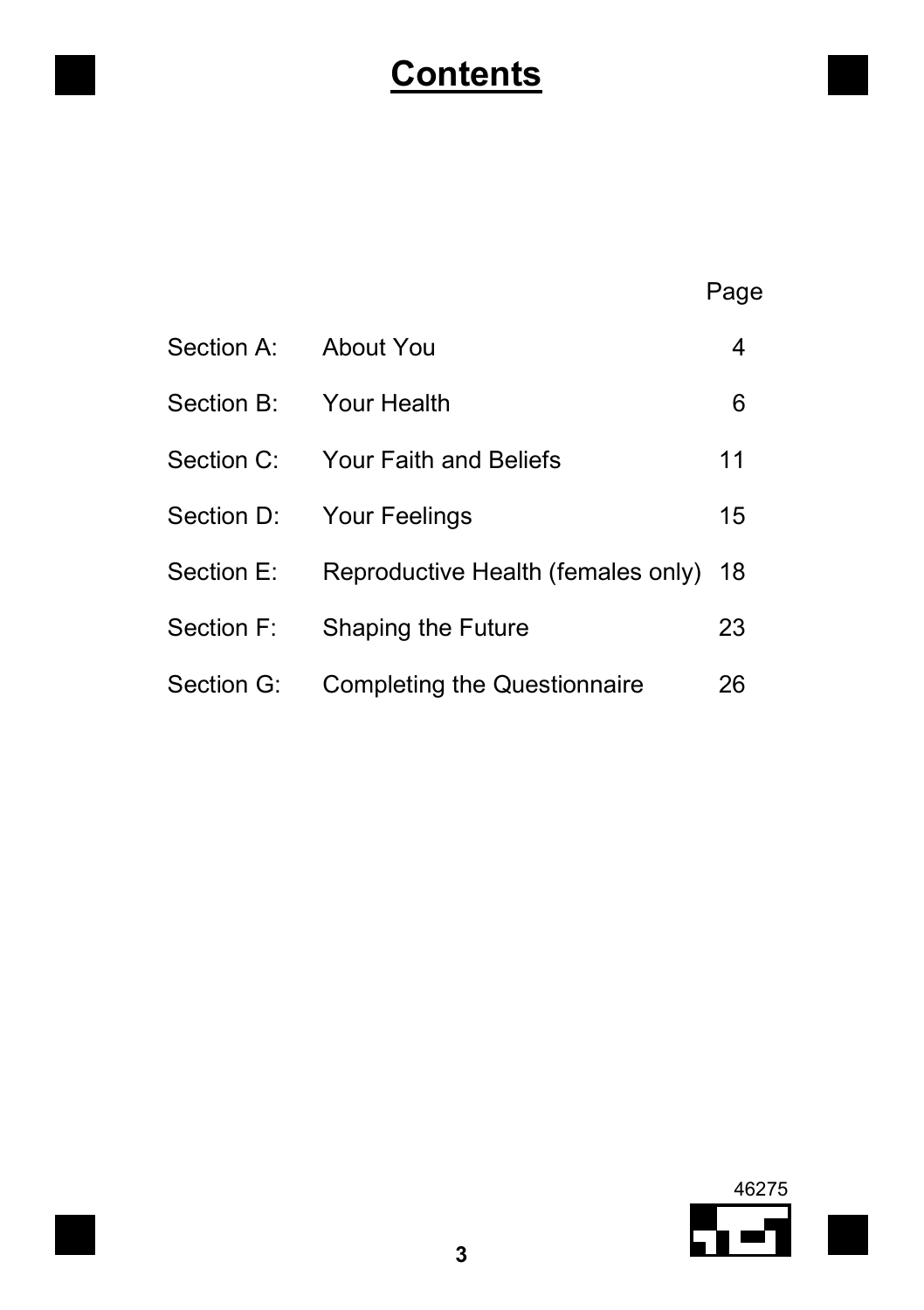# Contents

| | | Page |
|---|---|---|
| Section A: | About You | 4 |
| Section B: | Your Health | 6 |
| Section C: | Your Faith and Beliefs | 11 |
| Section D: | Your Feelings | 15 |
| Section E: | Reproductive Health (females only) | 18 |
| Section F: | Shaping the Future | 23 |
| Section G: | Completing the Questionnaire | 26 |

46275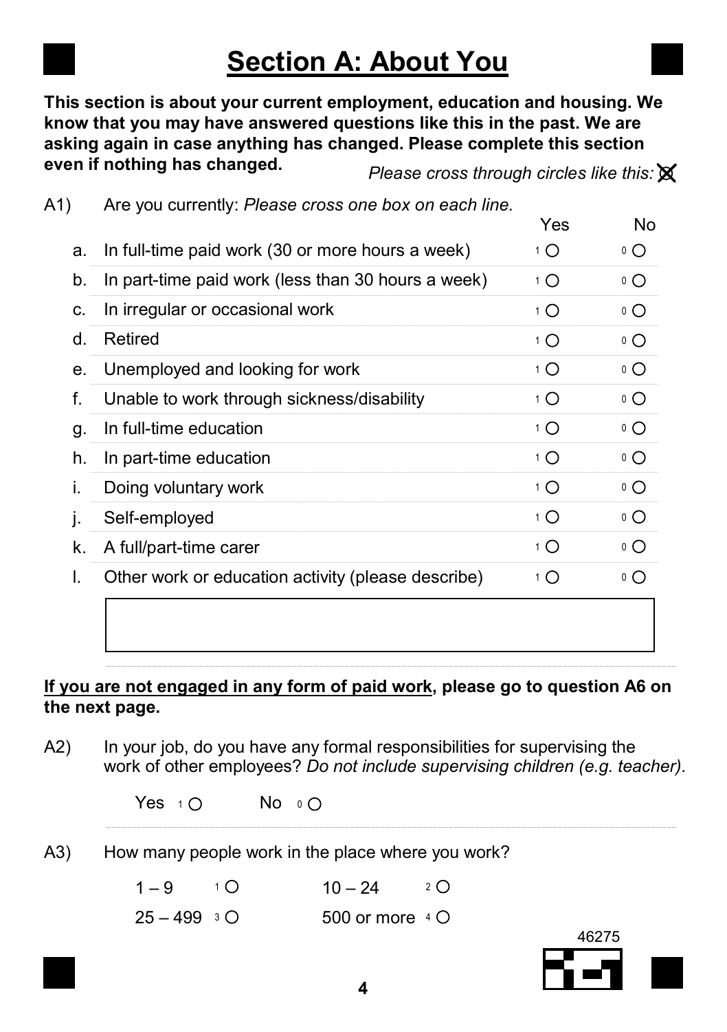# Section A: About You

**This section is about your current employment, education and housing. We know that you may have answered questions like this in the past. We are asking again in case anything has changed. Please complete this section even if nothing has changed.**

*Please cross through circles like this:* ⊗

A1) Are you currently: *Please cross one box on each line.*

| | | Yes | No |
|---|---|---|---|
| a. | In full-time paid work (30 or more hours a week) | 1 ○ | 0 ○ |
| b. | In part-time paid work (less than 30 hours a week) | 1 ○ | 0 ○ |
| c. | In irregular or occasional work | 1 ○ | 0 ○ |
| d. | Retired | 1 ○ | 0 ○ |
| e. | Unemployed and looking for work | 1 ○ | 0 ○ |
| f. | Unable to work through sickness/disability | 1 ○ | 0 ○ |
| g. | In full-time education | 1 ○ | 0 ○ |
| h. | In part-time education | 1 ○ | 0 ○ |
| i. | Doing voluntary work | 1 ○ | 0 ○ |
| j. | Self-employed | 1 ○ | 0 ○ |
| k. | A full/part-time carer | 1 ○ | 0 ○ |
| l. | Other work or education activity (please describe) | 1 ○ | 0 ○ |

**<u>If you are not engaged in any form of paid work</u>, please go to question A6 on the next page.**

A2) In your job, do you have any formal responsibilities for supervising the work of other employees? *Do not include supervising children (e.g. teacher).*

Yes 1 ○ No 0 ○

A3) How many people work in the place where you work?

1 – 9 1 ○ 10 – 24 2 ○

25 – 499 3 ○ 500 or more 4 ○

46275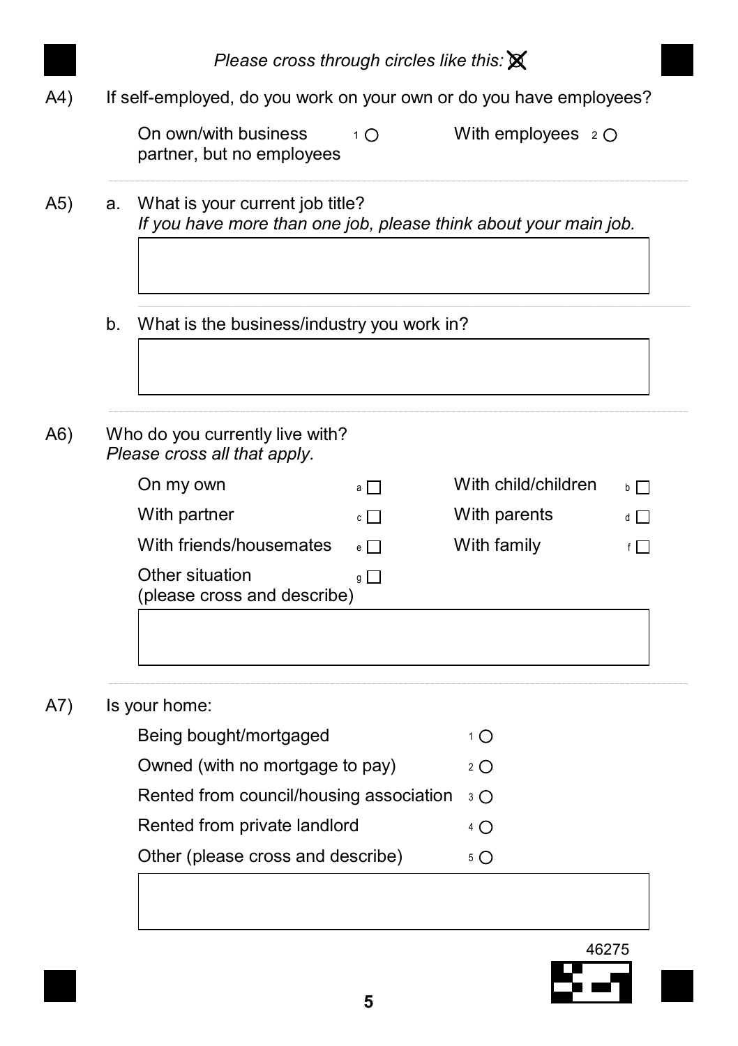*Please cross through circles like this:* ☒

A4) If self-employed, do you work on your own or do you have employees?

- On own/with business partner, but no employees [1] ○
- With employees [2] ○

---

A5) a. What is your current job title?
*If you have more than one job, please think about your main job.*

[ ]

b. What is the business/industry you work in?

[ ]

---

A6) Who do you currently live with?
*Please cross all that apply.*

- On my own [a] ☐
- With child/children [b] ☐
- With partner [c] ☐
- With parents [d] ☐
- With friends/housemates [e] ☐
- With family [f] ☐
- Other situation (please cross and describe) [g] ☐

[ ]

---

A7) Is your home:

- Being bought/mortgaged [1] ○
- Owned (with no mortgage to pay) [2] ○
- Rented from council/housing association [3] ○
- Rented from private landlord [4] ○
- Other (please cross and describe) [5] ○

[ ]

46275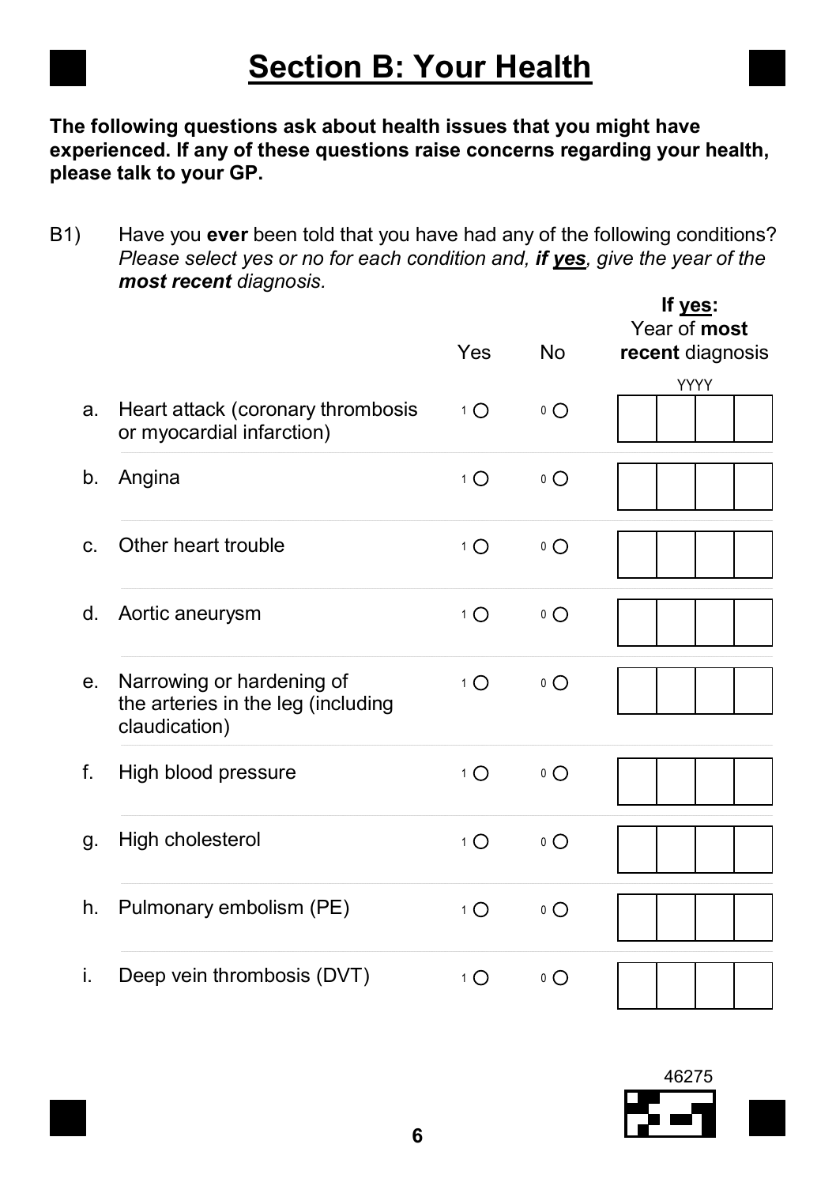# Section B: Your Health

**The following questions ask about health issues that you might have experienced. If any of these questions raise concerns regarding your health, please talk to your GP.**

B1) Have you **ever** been told that you have had any of the following conditions? *Please select yes or no for each condition and, **if yes**, give the year of the **most recent** diagnosis.*

| | | Yes | No | If **yes**: Year of **most recent** diagnosis (YYYY) |
|---|---|---|---|---|
| a. | Heart attack (coronary thrombosis or myocardial infarction) | 1 ○ | 0 ○ | |
| b. | Angina | 1 ○ | 0 ○ | |
| c. | Other heart trouble | 1 ○ | 0 ○ | |
| d. | Aortic aneurysm | 1 ○ | 0 ○ | |
| e. | Narrowing or hardening of the arteries in the leg (including claudication) | 1 ○ | 0 ○ | |
| f. | High blood pressure | 1 ○ | 0 ○ | |
| g. | High cholesterol | 1 ○ | 0 ○ | |
| h. | Pulmonary embolism (PE) | 1 ○ | 0 ○ | |
| i. | Deep vein thrombosis (DVT) | 1 ○ | 0 ○ | |

46275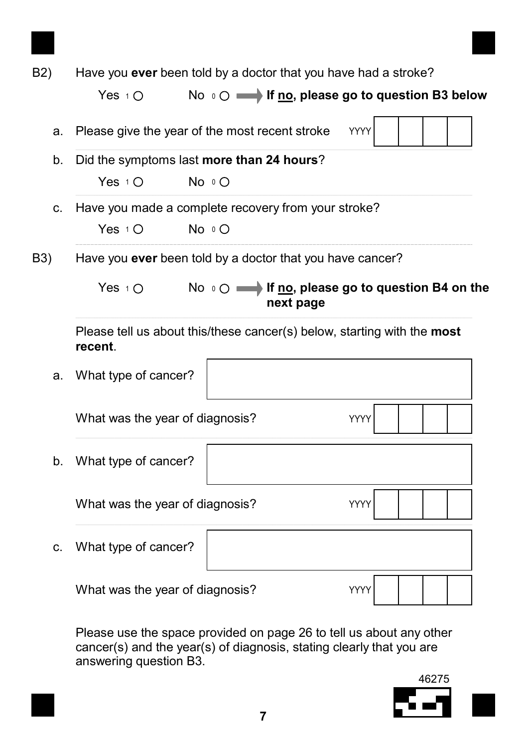B2) Have you **ever** been told by a doctor that you have had a stroke?

Yes 1 ○ No 0 ○ ➡ **If no, please go to question B3 below**

a. Please give the year of the most recent stroke YYYY ☐☐☐☐

b. Did the symptoms last **more than 24 hours**?

Yes 1 ○ No 0 ○

c. Have you made a complete recovery from your stroke?

Yes 1 ○ No 0 ○

B3) Have you **ever** been told by a doctor that you have cancer?

Yes 1 ○ No 0 ○ ➡ **If no, please go to question B4 on the next page**

Please tell us about this/these cancer(s) below, starting with the **most recent**.

a. What type of cancer? ☐

What was the year of diagnosis? YYYY ☐☐☐☐

b. What type of cancer? ☐

What was the year of diagnosis? YYYY ☐☐☐☐

c. What type of cancer? ☐

What was the year of diagnosis? YYYY ☐☐☐☐

Please use the space provided on page 26 to tell us about any other cancer(s) and the year(s) of diagnosis, stating clearly that you are answering question B3.

46275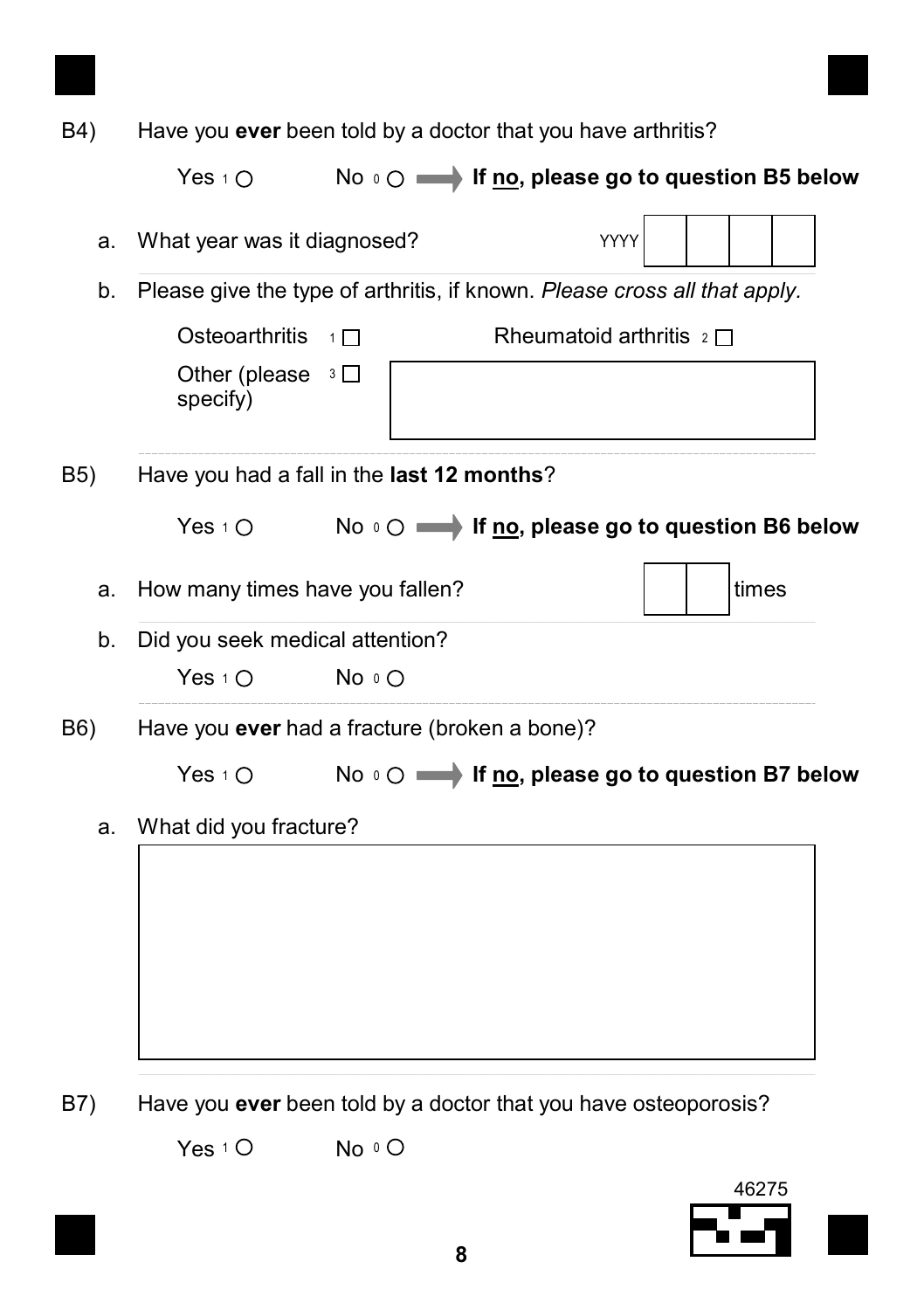B4) Have you **ever** been told by a doctor that you have arthritis?

Yes 1 ○ No 0 ○ ➡ **If no, please go to question B5 below**

a. What year was it diagnosed? YYYY [ | | | ]

b. Please give the type of arthritis, if known. *Please cross all that apply.*

Osteoarthritis 1 ☐ Rheumatoid arthritis 2 ☐

Other (please specify) 3 ☐ [ ]

B5) Have you had a fall in the **last 12 months**?

Yes 1 ○ No 0 ○ ➡ **If no, please go to question B6 below**

a. How many times have you fallen? [ | ] times

b. Did you seek medical attention?

Yes 1 ○ No 0 ○

B6) Have you **ever** had a fracture (broken a bone)?

Yes 1 ○ No 0 ○ ➡ **If no, please go to question B7 below**

a. What did you fracture?

[ ]

B7) Have you **ever** been told by a doctor that you have osteoporosis?

Yes 1 ○ No 0 ○

46275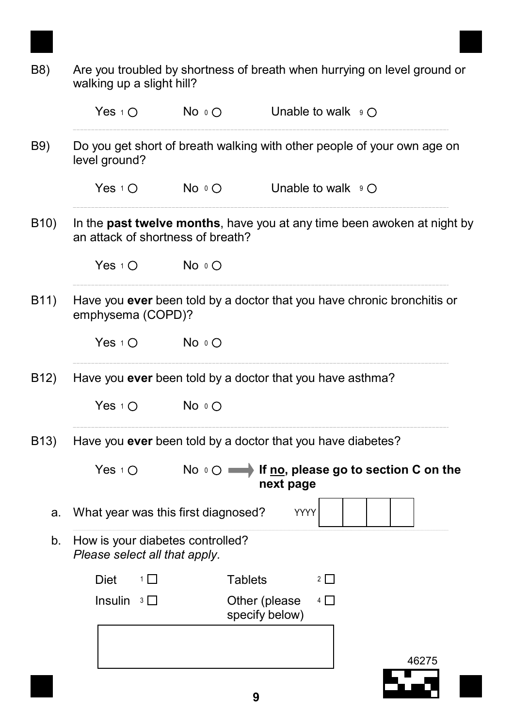B8) Are you troubled by shortness of breath when hurrying on level ground or walking up a slight hill?

Yes 1 ○ No 0 ○ Unable to walk 9 ○

B9) Do you get short of breath walking with other people of your own age on level ground?

Yes 1 ○ No 0 ○ Unable to walk 9 ○

B10) In the **past twelve months**, have you at any time been awoken at night by an attack of shortness of breath?

Yes 1 ○ No 0 ○

B11) Have you **ever** been told by a doctor that you have chronic bronchitis or emphysema (COPD)?

Yes 1 ○ No 0 ○

B12) Have you **ever** been told by a doctor that you have asthma?

Yes 1 ○ No 0 ○

B13) Have you **ever** been told by a doctor that you have diabetes?

Yes 1 ○ No 0 ○ → **If no, please go to section C on the next page**

a. What year was this first diagnosed? YYYY [ ][ ][ ][ ]

b. How is your diabetes controlled? *Please select all that apply.*

Diet 1 ☐ Tablets 2 ☐

Insulin 3 ☐ Other (please specify below) 4 ☐

[ ]

46275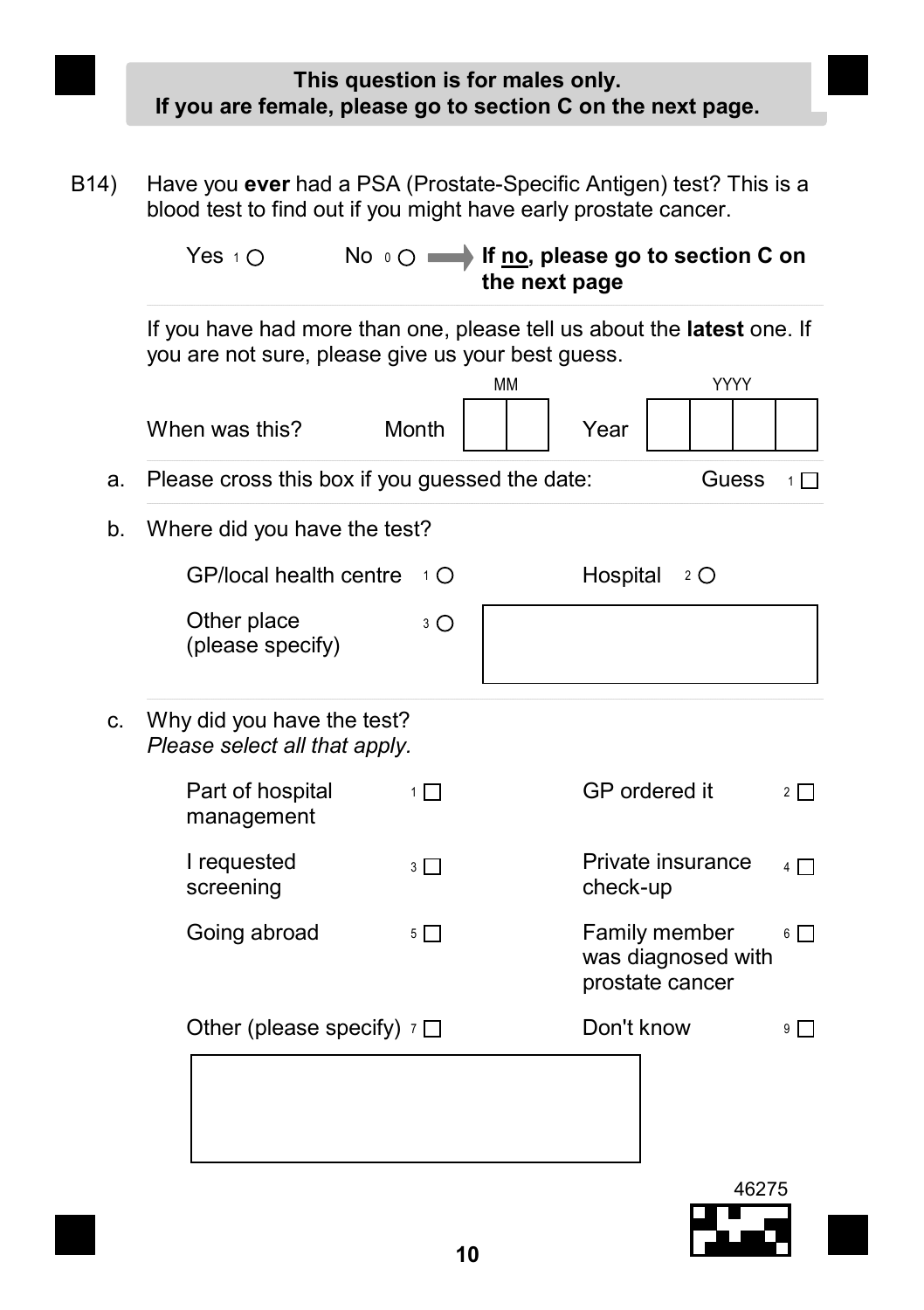**This question is for males only.**
**If you are female, please go to section C on the next page.**

B14) Have you **ever** had a PSA (Prostate-Specific Antigen) test? This is a blood test to find out if you might have early prostate cancer.

Yes 1 ○ No 0 ○ ➡ **If no, please go to section C on the next page**

If you have had more than one, please tell us about the **latest** one. If you are not sure, please give us your best guess.

When was this? Month (MM) __ __ Year (YYYY) __ __ __ __

a. Please cross this box if you guessed the date: Guess 1 ☐

b. Where did you have the test?

- GP/local health centre 1 ○
- Hospital 2 ○
- Other place (please specify) 3 ○ ____________________

c. Why did you have the test?
*Please select all that apply.*

- Part of hospital management 1 ☐
- GP ordered it 2 ☐
- I requested screening 3 ☐
- Private insurance check-up 4 ☐
- Going abroad 5 ☐
- Family member was diagnosed with prostate cancer 6 ☐
- Other (please specify) 7 ☐
- Don't know 9 ☐

____________________

46275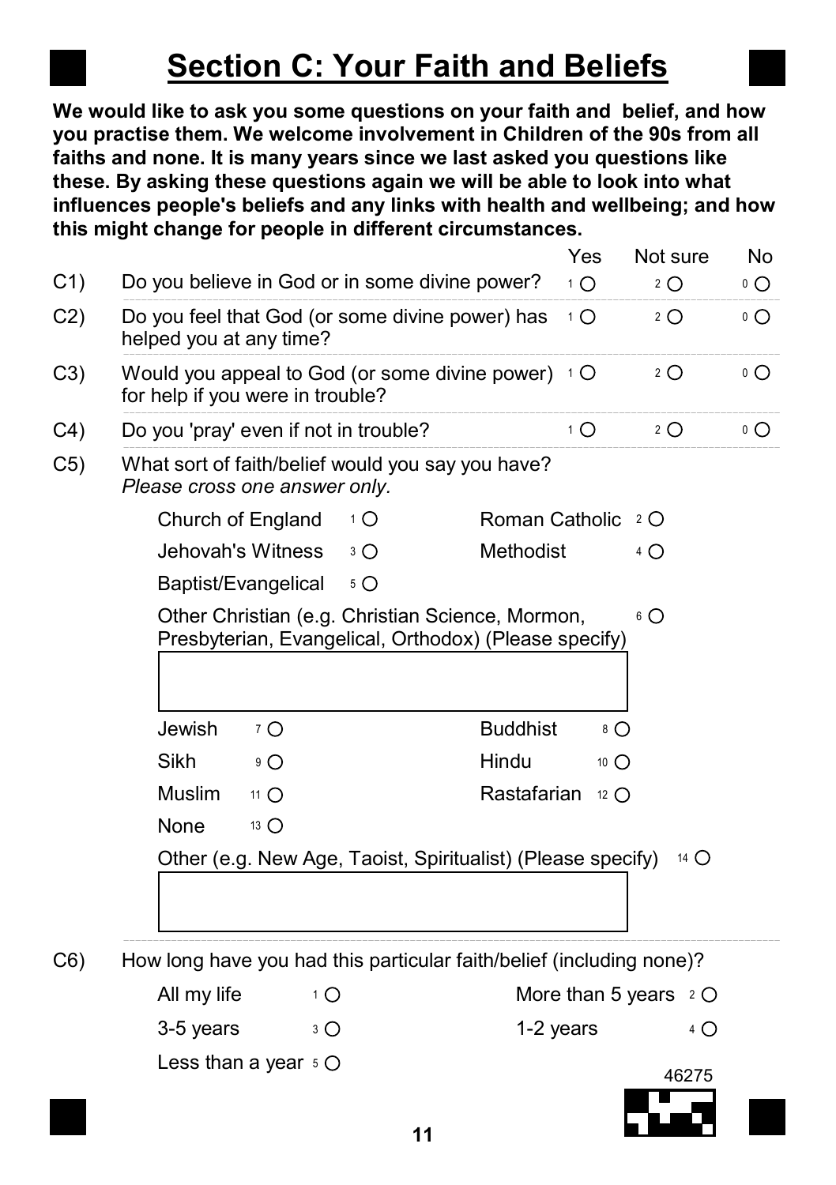# Section C: Your Faith and Beliefs

**We would like to ask you some questions on your faith and belief, and how you practise them. We welcome involvement in Children of the 90s from all faiths and none. It is many years since we last asked you questions like these. By asking these questions again we will be able to look into what influences people's beliefs and any links with health and wellbeing; and how this might change for people in different circumstances.**

| | | Yes | Not sure | No |
|---|---|---|---|---|
| C1) | Do you believe in God or in some divine power? | 1 ○ | 2 ○ | 0 ○ |
| C2) | Do you feel that God (or some divine power) has helped you at any time? | 1 ○ | 2 ○ | 0 ○ |
| C3) | Would you appeal to God (or some divine power) for help if you were in trouble? | 1 ○ | 2 ○ | 0 ○ |
| C4) | Do you 'pray' even if not in trouble? | 1 ○ | 2 ○ | 0 ○ |

C5) What sort of faith/belief would you say you have?
*Please cross one answer only.*

- Church of England 1 ○
- Roman Catholic 2 ○
- Jehovah's Witness 3 ○
- Methodist 4 ○
- Baptist/Evangelical 5 ○
- Other Christian (e.g. Christian Science, Mormon, Presbyterian, Evangelical, Orthodox) (Please specify) 6 ○

[ ]

- Jewish 7 ○
- Buddhist 8 ○
- Sikh 9 ○
- Hindu 10 ○
- Muslim 11 ○
- Rastafarian 12 ○
- None 13 ○
- Other (e.g. New Age, Taoist, Spiritualist) (Please specify) 14 ○

[ ]

C6) How long have you had this particular faith/belief (including none)?

- All my life 1 ○
- More than 5 years 2 ○
- 3-5 years 3 ○
- 1-2 years 4 ○
- Less than a year 5 ○

46275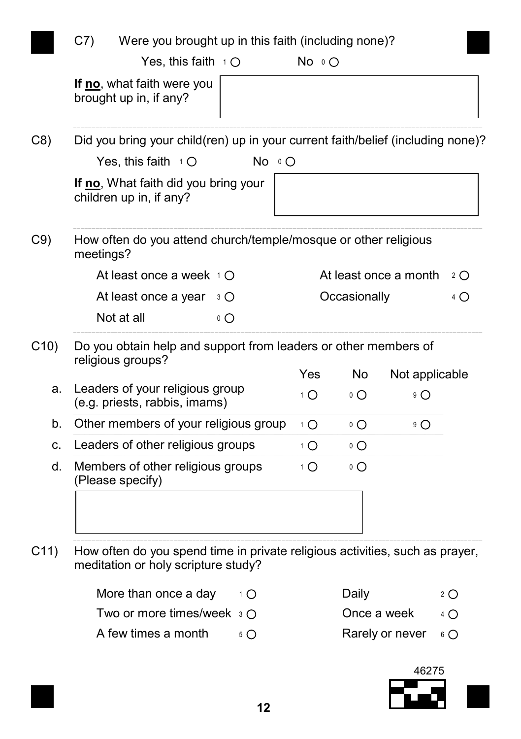C7) Were you brought up in this faith (including none)?

Yes, this faith 1 ○ No 0 ○

**If no**, what faith were you brought up in, if any?

C8) Did you bring your child(ren) up in your current faith/belief (including none)?

Yes, this faith 1 ○ No 0 ○

**If no**, What faith did you bring your children up in, if any?

C9) How often do you attend church/temple/mosque or other religious meetings?

| | | | |
|---|---|---|---|
| At least once a week | 1 ○ | At least once a month | 2 ○ |
| At least once a year | 3 ○ | Occasionally | 4 ○ |
| Not at all | 0 ○ | | |

C10) Do you obtain help and support from leaders or other members of religious groups?

| | | Yes | No | Not applicable |
|---|---|---|---|---|
| a. | Leaders of your religious group (e.g. priests, rabbis, imams) | 1 ○ | 0 ○ | 9 ○ |
| b. | Other members of your religious group | 1 ○ | 0 ○ | 9 ○ |
| c. | Leaders of other religious groups | 1 ○ | 0 ○ | |
| d. | Members of other religious groups (Please specify) | 1 ○ | 0 ○ | |

C11) How often do you spend time in private religious activities, such as prayer, meditation or holy scripture study?

| | | | |
|---|---|---|---|
| More than once a day | 1 ○ | Daily | 2 ○ |
| Two or more times/week | 3 ○ | Once a week | 4 ○ |
| A few times a month | 5 ○ | Rarely or never | 6 ○ |

46275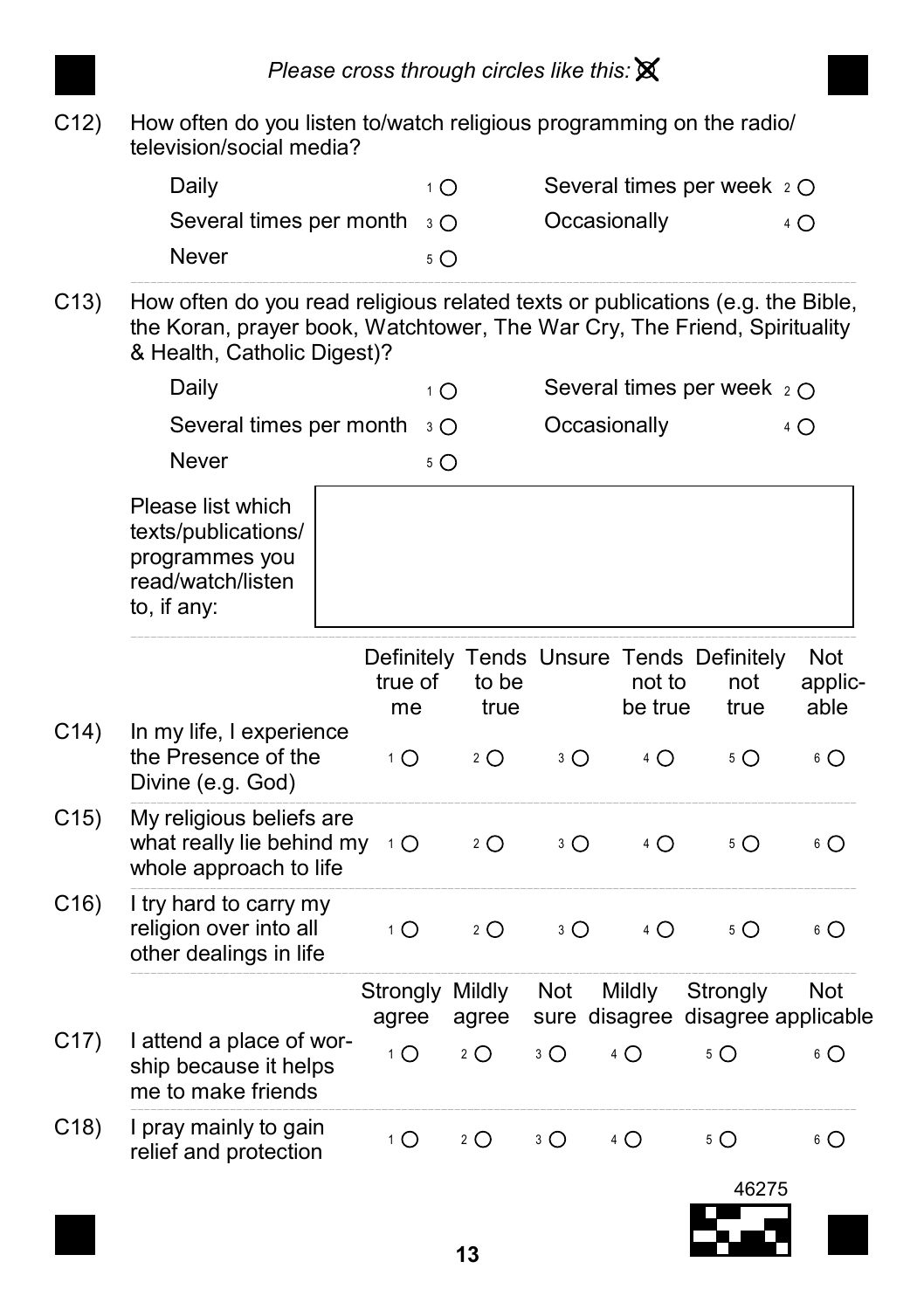*Please cross through circles like this:* ⊗

C12) How often do you listen to/watch religious programming on the radio/ television/social media?

| | | | |
|---|---|---|---|
| Daily | 1 ○ | Several times per week | 2 ○ |
| Several times per month | 3 ○ | Occasionally | 4 ○ |
| Never | 5 ○ | | |

C13) How often do you read religious related texts or publications (e.g. the Bible, the Koran, prayer book, Watchtower, The War Cry, The Friend, Spirituality & Health, Catholic Digest)?

| | | | |
|---|---|---|---|
| Daily | 1 ○ | Several times per week | 2 ○ |
| Several times per month | 3 ○ | Occasionally | 4 ○ |
| Never | 5 ○ | | |

Please list which texts/publications/ programmes you read/watch/listen to, if any:

| | | Definitely true of me | Tends to be true | Unsure | Tends not to be true | Definitely not true | Not applic-able |
|---|---|---|---|---|---|---|---|
| C14) | In my life, I experience the Presence of the Divine (e.g. God) | 1 ○ | 2 ○ | 3 ○ | 4 ○ | 5 ○ | 6 ○ |
| C15) | My religious beliefs are what really lie behind my whole approach to life | 1 ○ | 2 ○ | 3 ○ | 4 ○ | 5 ○ | 6 ○ |
| C16) | I try hard to carry my religion over into all other dealings in life | 1 ○ | 2 ○ | 3 ○ | 4 ○ | 5 ○ | 6 ○ |

| | | Strongly agree | Mildly agree | Not sure | Mildly disagree | Strongly disagree | Not applicable |
|---|---|---|---|---|---|---|---|
| C17) | I attend a place of wor-ship because it helps me to make friends | 1 ○ | 2 ○ | 3 ○ | 4 ○ | 5 ○ | 6 ○ |
| C18) | I pray mainly to gain relief and protection | 1 ○ | 2 ○ | 3 ○ | 4 ○ | 5 ○ | 6 ○ |

46275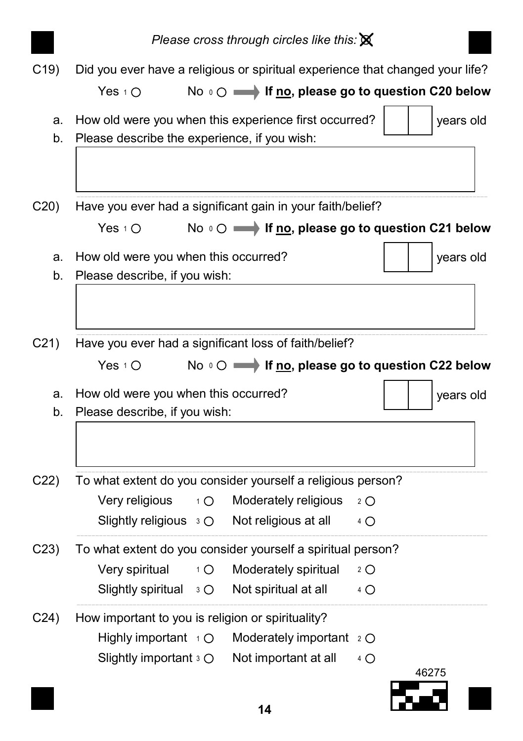*Please cross through circles like this:* ☒

C19) Did you ever have a religious or spiritual experience that changed your life?

Yes 1 ○ No 0 ○ ➡ **If no, please go to question C20 below**

a. How old were you when this experience first occurred? [ | ] years old

b. Please describe the experience, if you wish:

[ ]

C20) Have you ever had a significant gain in your faith/belief?

Yes 1 ○ No 0 ○ ➡ **If no, please go to question C21 below**

a. How old were you when this occurred? [ | ] years old

b. Please describe, if you wish:

[ ]

C21) Have you ever had a significant loss of faith/belief?

Yes 1 ○ No 0 ○ ➡ **If no, please go to question C22 below**

a. How old were you when this occurred? [ | ] years old

b. Please describe, if you wish:

[ ]

C22) To what extent do you consider yourself a religious person?

Very religious 1 ○ Moderately religious 2 ○

Slightly religious 3 ○ Not religious at all 4 ○

C23) To what extent do you consider yourself a spiritual person?

Very spiritual 1 ○ Moderately spiritual 2 ○

Slightly spiritual 3 ○ Not spiritual at all 4 ○

C24) How important to you is religion or spirituality?

Highly important 1 ○ Moderately important 2 ○

Slightly important 3 ○ Not important at all 4 ○

46275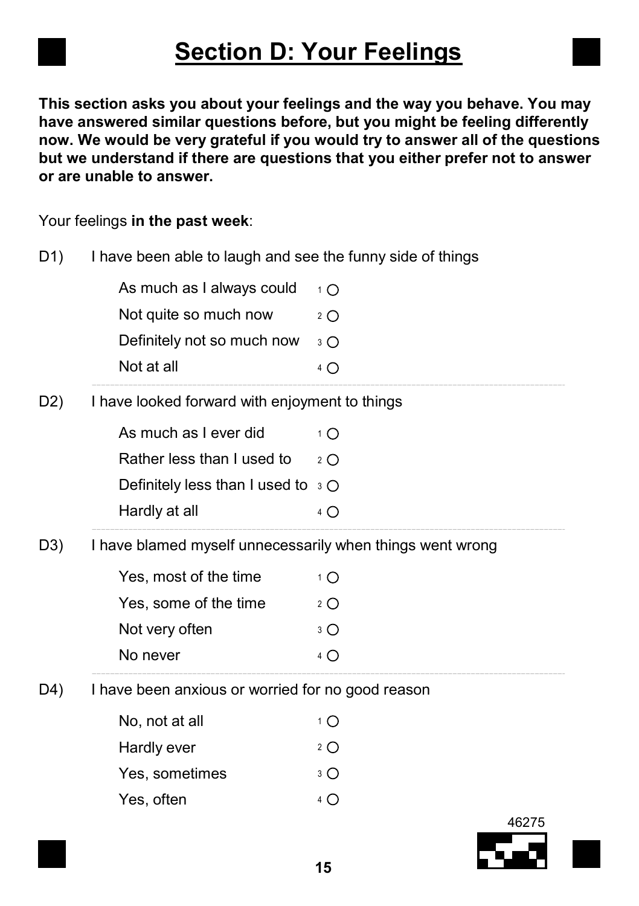# Section D: Your Feelings

**This section asks you about your feelings and the way you behave. You may have answered similar questions before, but you might be feeling differently now. We would be very grateful if you would try to answer all of the questions but we understand if there are questions that you either prefer not to answer or are unable to answer.**

Your feelings **in the past week**:

D1) I have been able to laugh and see the funny side of things

- As much as I always could 1 ○
- Not quite so much now 2 ○
- Definitely not so much now 3 ○
- Not at all 4 ○

D2) I have looked forward with enjoyment to things

- As much as I ever did 1 ○
- Rather less than I used to 2 ○
- Definitely less than I used to 3 ○
- Hardly at all 4 ○

D3) I have blamed myself unnecessarily when things went wrong

- Yes, most of the time 1 ○
- Yes, some of the time 2 ○
- Not very often 3 ○
- No never 4 ○

D4) I have been anxious or worried for no good reason

- No, not at all 1 ○
- Hardly ever 2 ○
- Yes, sometimes 3 ○
- Yes, often 4 ○

46275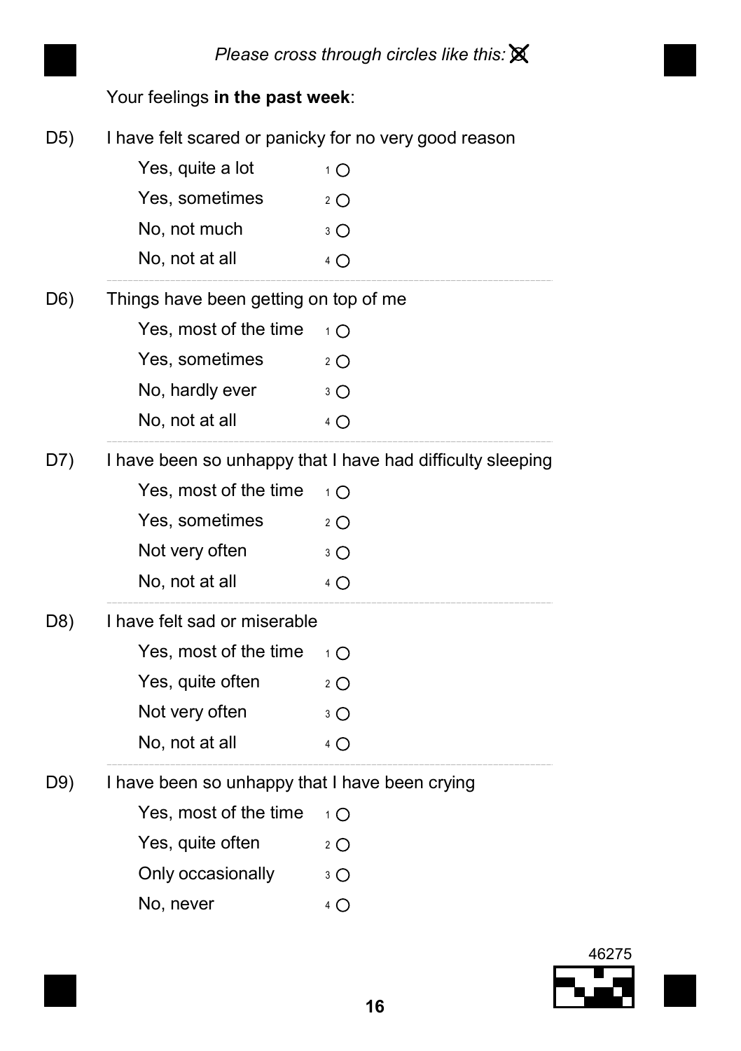*Please cross through circles like this:* ☒

Your feelings **in the past week**:

D5) I have felt scared or panicky for no very good reason

- Yes, quite a lot ₁ ○
- Yes, sometimes ₂ ○
- No, not much ₃ ○
- No, not at all ₄ ○

D6) Things have been getting on top of me

- Yes, most of the time ₁ ○
- Yes, sometimes ₂ ○
- No, hardly ever ₃ ○
- No, not at all ₄ ○

D7) I have been so unhappy that I have had difficulty sleeping

- Yes, most of the time ₁ ○
- Yes, sometimes ₂ ○
- Not very often ₃ ○
- No, not at all ₄ ○

D8) I have felt sad or miserable

- Yes, most of the time ₁ ○
- Yes, quite often ₂ ○
- Not very often ₃ ○
- No, not at all ₄ ○

D9) I have been so unhappy that I have been crying

- Yes, most of the time ₁ ○
- Yes, quite often ₂ ○
- Only occasionally ₃ ○
- No, never ₄ ○

46275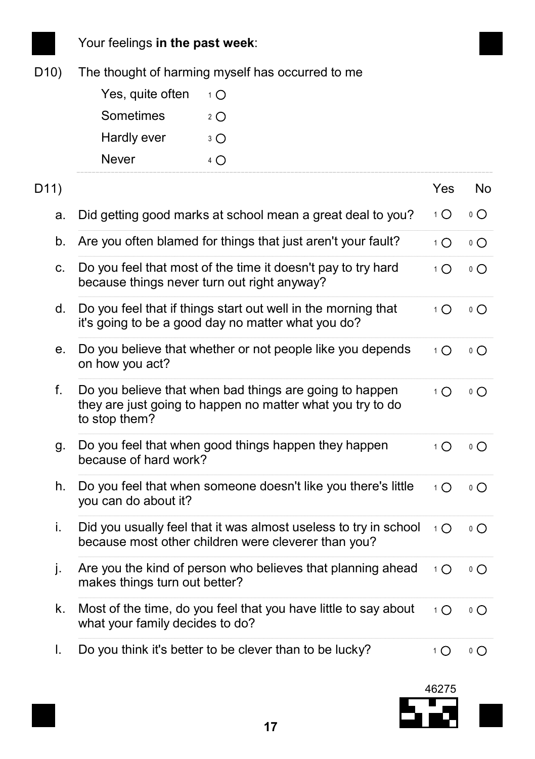Your feelings **in the past week**:

D10) The thought of harming myself has occurred to me

- Yes, quite often 1 ○
- Sometimes 2 ○
- Hardly ever 3 ○
- Never 4 ○

D11)

| | | Yes | No |
|---|---|---|---|
| a. | Did getting good marks at school mean a great deal to you? | 1 ○ | 0 ○ |
| b. | Are you often blamed for things that just aren't your fault? | 1 ○ | 0 ○ |
| c. | Do you feel that most of the time it doesn't pay to try hard because things never turn out right anyway? | 1 ○ | 0 ○ |
| d. | Do you feel that if things start out well in the morning that it's going to be a good day no matter what you do? | 1 ○ | 0 ○ |
| e. | Do you believe that whether or not people like you depends on how you act? | 1 ○ | 0 ○ |
| f. | Do you believe that when bad things are going to happen they are just going to happen no matter what you try to do to stop them? | 1 ○ | 0 ○ |
| g. | Do you feel that when good things happen they happen because of hard work? | 1 ○ | 0 ○ |
| h. | Do you feel that when someone doesn't like you there's little you can do about it? | 1 ○ | 0 ○ |
| i. | Did you usually feel that it was almost useless to try in school because most other children were cleverer than you? | 1 ○ | 0 ○ |
| j. | Are you the kind of person who believes that planning ahead makes things turn out better? | 1 ○ | 0 ○ |
| k. | Most of the time, do you feel that you have little to say about what your family decides to do? | 1 ○ | 0 ○ |
| l. | Do you think it's better to be clever than to be lucky? | 1 ○ | 0 ○ |

46275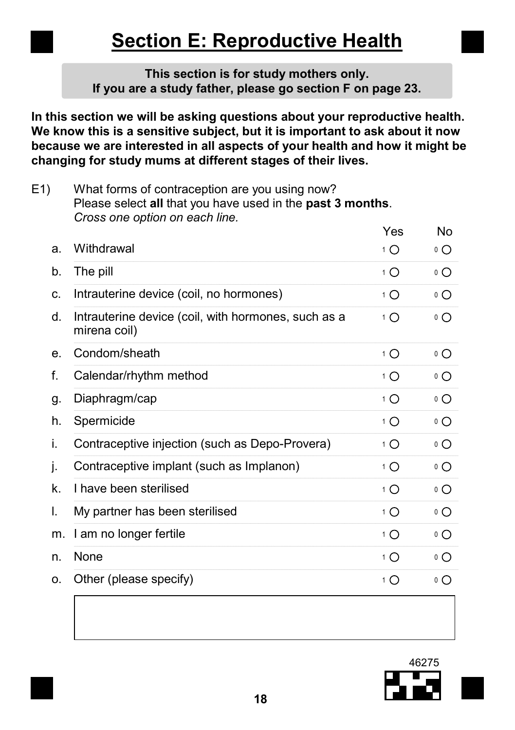# Section E: Reproductive Health

**This section is for study mothers only.**
**If you are a study father, please go section F on page 23.**

**In this section we will be asking questions about your reproductive health. We know this is a sensitive subject, but it is important to ask about it now because we are interested in all aspects of your health and how it might be changing for study mums at different stages of their lives.**

E1) What forms of contraception are you using now?
Please select **all** that you have used in the **past 3 months**.
*Cross one option on each line.*

| | | Yes | No |
|---|---|---|---|
| a. | Withdrawal | 1 ○ | 0 ○ |
| b. | The pill | 1 ○ | 0 ○ |
| c. | Intrauterine device (coil, no hormones) | 1 ○ | 0 ○ |
| d. | Intrauterine device (coil, with hormones, such as a mirena coil) | 1 ○ | 0 ○ |
| e. | Condom/sheath | 1 ○ | 0 ○ |
| f. | Calendar/rhythm method | 1 ○ | 0 ○ |
| g. | Diaphragm/cap | 1 ○ | 0 ○ |
| h. | Spermicide | 1 ○ | 0 ○ |
| i. | Contraceptive injection (such as Depo-Provera) | 1 ○ | 0 ○ |
| j. | Contraceptive implant (such as Implanon) | 1 ○ | 0 ○ |
| k. | I have been sterilised | 1 ○ | 0 ○ |
| l. | My partner has been sterilised | 1 ○ | 0 ○ |
| m. | I am no longer fertile | 1 ○ | 0 ○ |
| n. | None | 1 ○ | 0 ○ |
| o. | Other (please specify) | 1 ○ | 0 ○ |

46275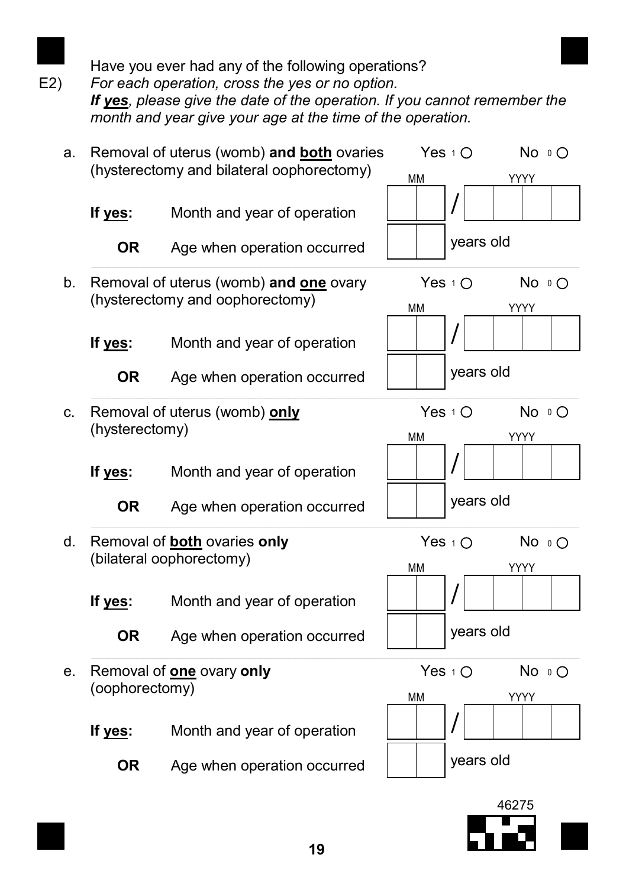E2) Have you ever had any of the following operations?
*For each operation, cross the yes or no option.*
***If yes**, please give the date of the operation. If you cannot remember the month and year give your age at the time of the operation.*

a. Removal of uterus (womb) **and both** ovaries (hysterectomy and bilateral oophorectomy) — Yes 1 ○ No 0 ○

**If yes:** Month and year of operation MM / YYYY

**OR** Age when operation occurred ___ years old

b. Removal of uterus (womb) **and one** ovary (hysterectomy and oophorectomy) — Yes 1 ○ No 0 ○

**If yes:** Month and year of operation MM / YYYY

**OR** Age when operation occurred ___ years old

c. Removal of uterus (womb) **only** (hysterectomy) — Yes 1 ○ No 0 ○

**If yes:** Month and year of operation MM / YYYY

**OR** Age when operation occurred ___ years old

d. Removal of **both** ovaries **only** (bilateral oophorectomy) — Yes 1 ○ No 0 ○

**If yes:** Month and year of operation MM / YYYY

**OR** Age when operation occurred ___ years old

e. Removal of **one** ovary **only** (oophorectomy) — Yes 1 ○ No 0 ○

**If yes:** Month and year of operation MM / YYYY

**OR** Age when operation occurred ___ years old

46275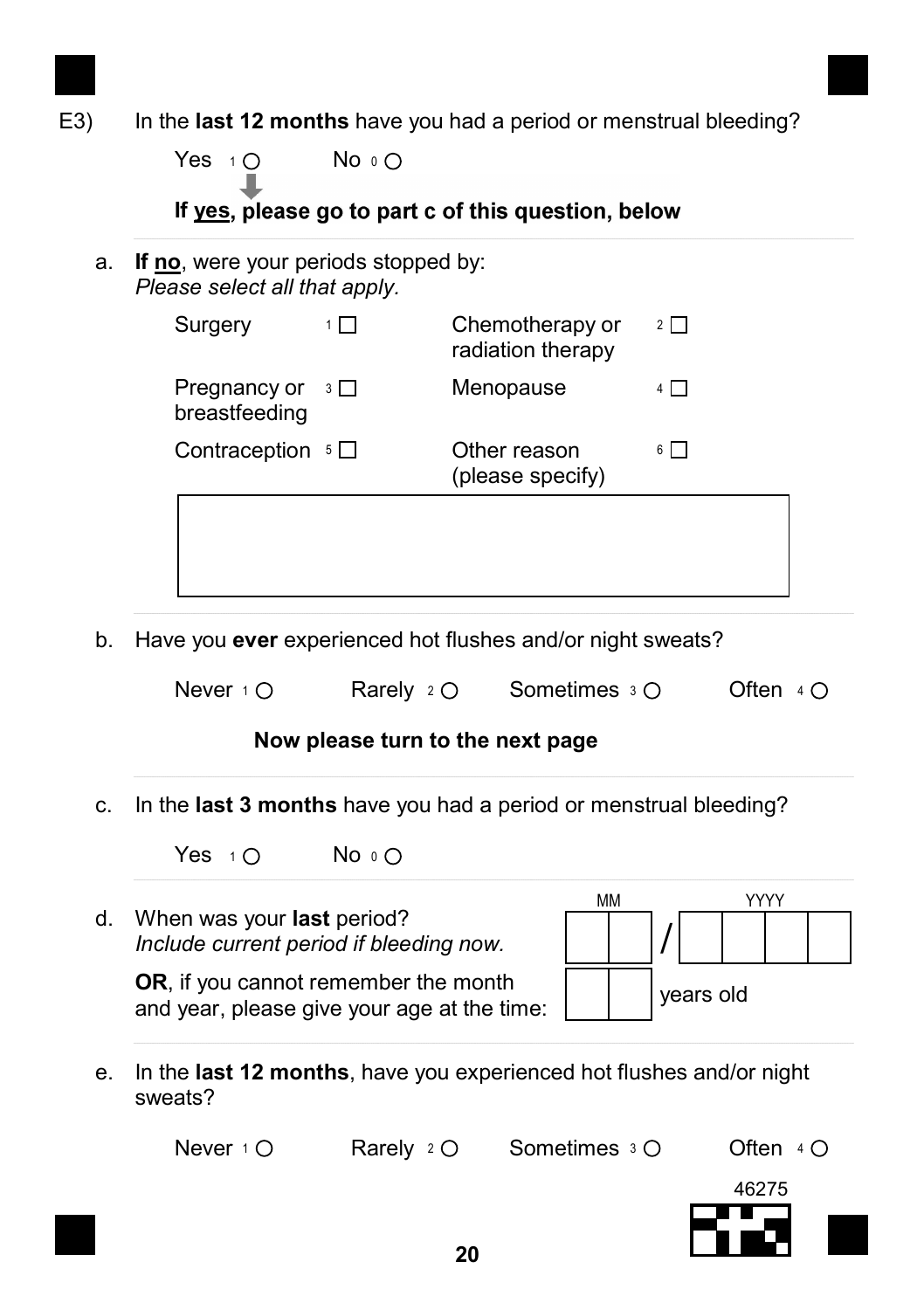E3) In the **last 12 months** have you had a period or menstrual bleeding?

Yes 1 ○ No 0 ○

**If yes, please go to part c of this question, below**

a. **If no**, were your periods stopped by:
*Please select all that apply.*

| | | | |
|---|---|---|---|
| Surgery | 1 ☐ | Chemotherapy or radiation therapy | 2 ☐ |
| Pregnancy or breastfeeding | 3 ☐ | Menopause | 4 ☐ |
| Contraception | 5 ☐ | Other reason (please specify) | 6 ☐ |

[ ]

b. Have you **ever** experienced hot flushes and/or night sweats?

Never 1 ○ Rarely 2 ○ Sometimes 3 ○ Often 4 ○

**Now please turn to the next page**

c. In the **last 3 months** have you had a period or menstrual bleeding?

Yes 1 ○ No 0 ○

d. When was your **last** period?
*Include current period if bleeding now.*

MM / YYYY: [ ][ ] / [ ][ ][ ][ ]

**OR**, if you cannot remember the month and year, please give your age at the time: [ ][ ] years old

e. In the **last 12 months**, have you experienced hot flushes and/or night sweats?

Never 1 ○ Rarely 2 ○ Sometimes 3 ○ Often 4 ○

46275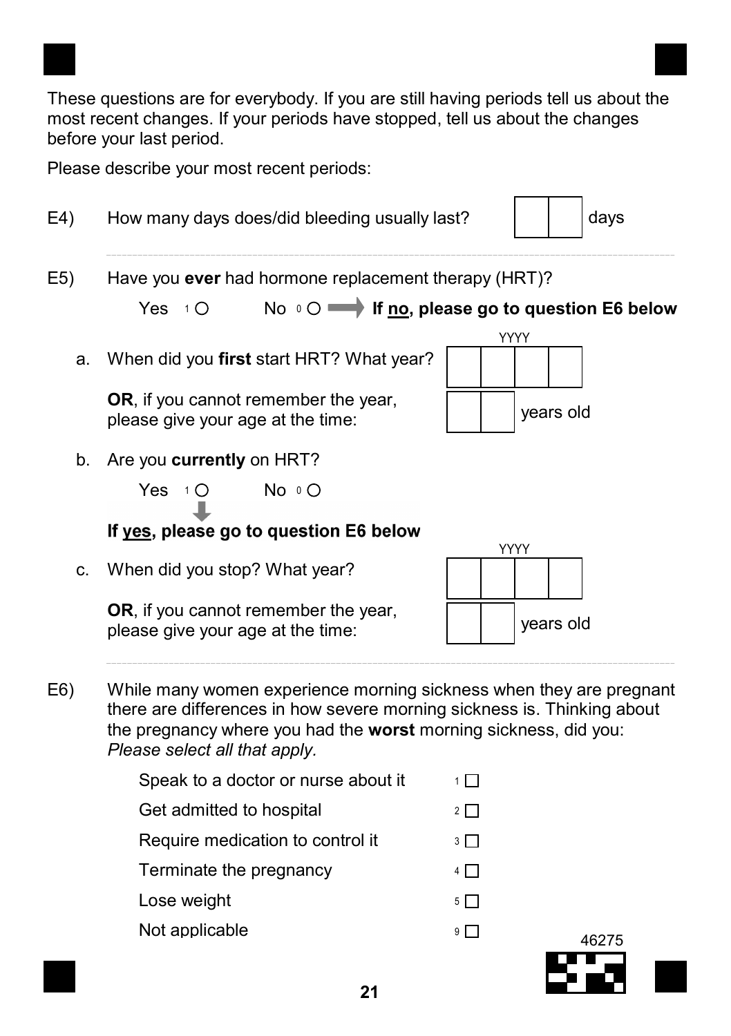These questions are for everybody. If you are still having periods tell us about the most recent changes. If your periods have stopped, tell us about the changes before your last period.

Please describe your most recent periods:

E4) How many days does/did bleeding usually last? ☐☐ days

---

E5) Have you **ever** had hormone replacement therapy (HRT)?

Yes [1] ○ No [0] ○ ➡ **If no, please go to question E6 below**

a. When did you **first** start HRT? What year? YYYY ☐☐☐☐

**OR**, if you cannot remember the year, please give your age at the time: ☐☐ years old

b. Are you **currently** on HRT?

Yes [1] ○ No [0] ○

⬇ **If yes, please go to question E6 below**

c. When did you stop? What year? YYYY ☐☐☐☐

**OR**, if you cannot remember the year, please give your age at the time: ☐☐ years old

---

E6) While many women experience morning sickness when they are pregnant there are differences in how severe morning sickness is. Thinking about the pregnancy where you had the **worst** morning sickness, did you: *Please select all that apply.*

- Speak to a doctor or nurse about it [1] ☐
- Get admitted to hospital [2] ☐
- Require medication to control it [3] ☐
- Terminate the pregnancy [4] ☐
- Lose weight [5] ☐
- Not applicable [9] ☐

46275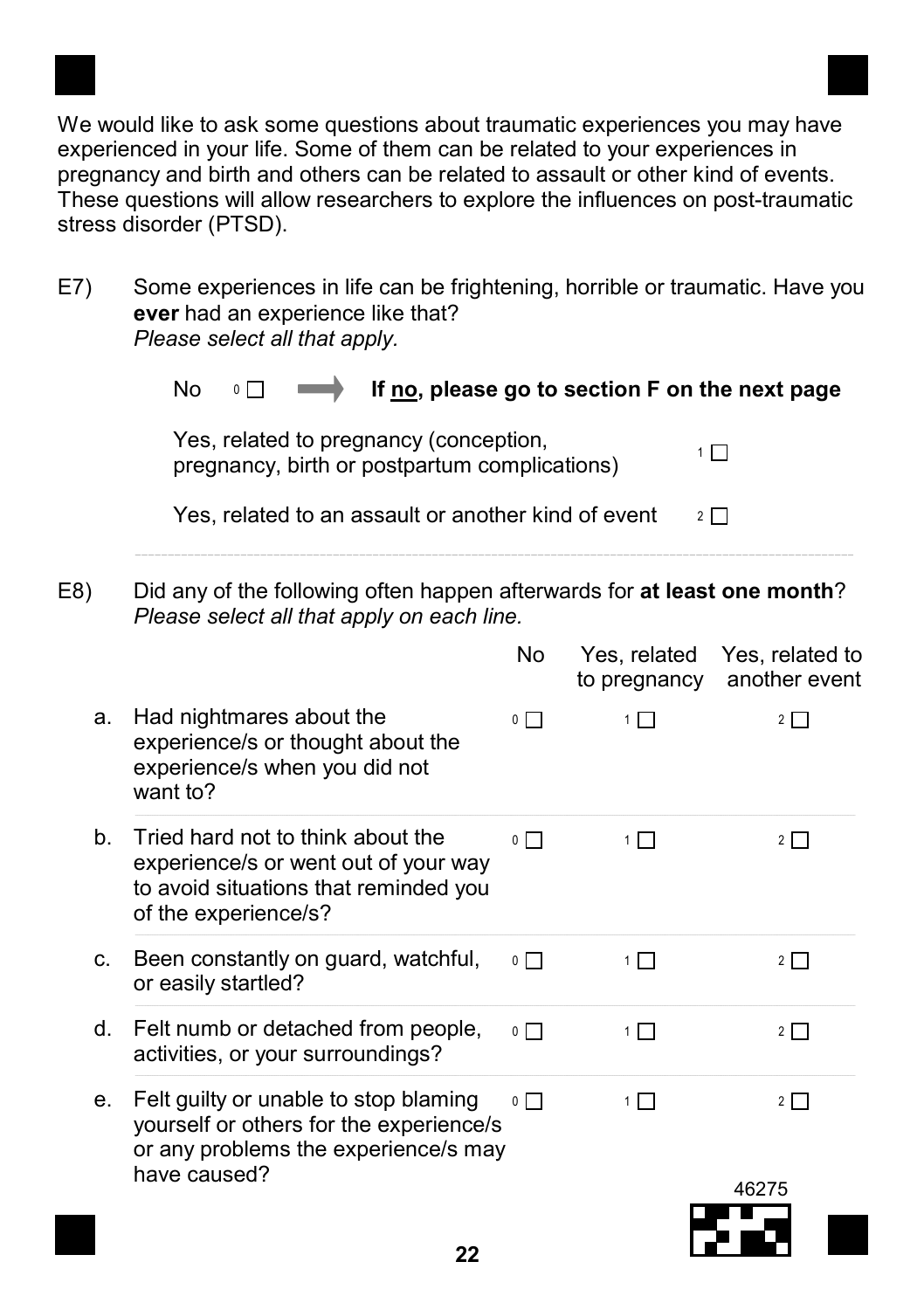We would like to ask some questions about traumatic experiences you may have experienced in your life. Some of them can be related to your experiences in pregnancy and birth and others can be related to assault or other kind of events. These questions will allow researchers to explore the influences on post-traumatic stress disorder (PTSD).

E7) Some experiences in life can be frightening, horrible or traumatic. Have you **ever** had an experience like that?
*Please select all that apply.*

- No 0 ☐ ➡ **If no, please go to section F on the next page**
- Yes, related to pregnancy (conception, pregnancy, birth or postpartum complications) 1 ☐
- Yes, related to an assault or another kind of event 2 ☐

---

E8) Did any of the following often happen afterwards for **at least one month**?
*Please select all that apply on each line.*

| | No | Yes, related to pregnancy | Yes, related to another event |
|---|---|---|---|
| a. Had nightmares about the experience/s or thought about the experience/s when you did not want to? | 0 ☐ | 1 ☐ | 2 ☐ |
| b. Tried hard not to think about the experience/s or went out of your way to avoid situations that reminded you of the experience/s? | 0 ☐ | 1 ☐ | 2 ☐ |
| c. Been constantly on guard, watchful, or easily startled? | 0 ☐ | 1 ☐ | 2 ☐ |
| d. Felt numb or detached from people, activities, or your surroundings? | 0 ☐ | 1 ☐ | 2 ☐ |
| e. Felt guilty or unable to stop blaming yourself or others for the experience/s or any problems the experience/s may have caused? | 0 ☐ | 1 ☐ | 2 ☐ |

46275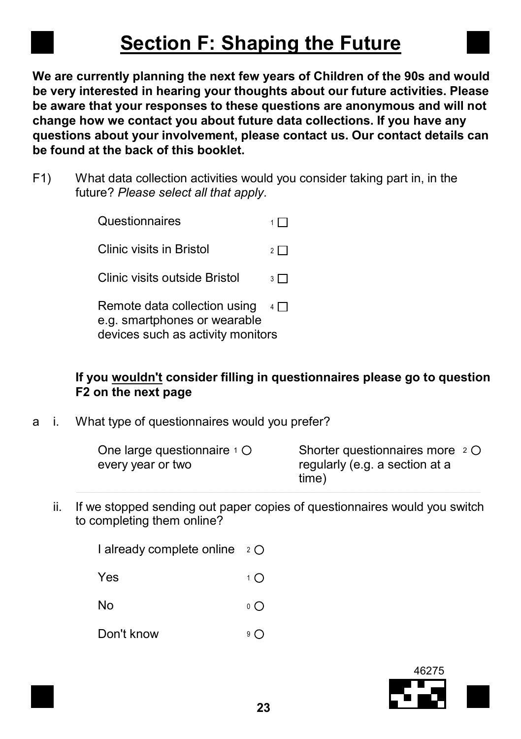# Section F: Shaping the Future

**We are currently planning the next few years of Children of the 90s and would be very interested in hearing your thoughts about our future activities. Please be aware that your responses to these questions are anonymous and will not change how we contact you about future data collections. If you have any questions about your involvement, please contact us. Our contact details can be found at the back of this booklet.**

F1) What data collection activities would you consider taking part in, in the future? *Please select all that apply.*

- Questionnaires 1 ☐
- Clinic visits in Bristol 2 ☐
- Clinic visits outside Bristol 3 ☐
- Remote data collection using e.g. smartphones or wearable devices such as activity monitors 4 ☐

**If you <u>wouldn't</u> consider filling in questionnaires please go to question F2 on the next page**

a i. What type of questionnaires would you prefer?

- One large questionnaire every year or two 1 ○
- Shorter questionnaires more regularly (e.g. a section at a time) 2 ○

ii. If we stopped sending out paper copies of questionnaires would you switch to completing them online?

- I already complete online 2 ○
- Yes 1 ○
- No 0 ○
- Don't know 9 ○

46275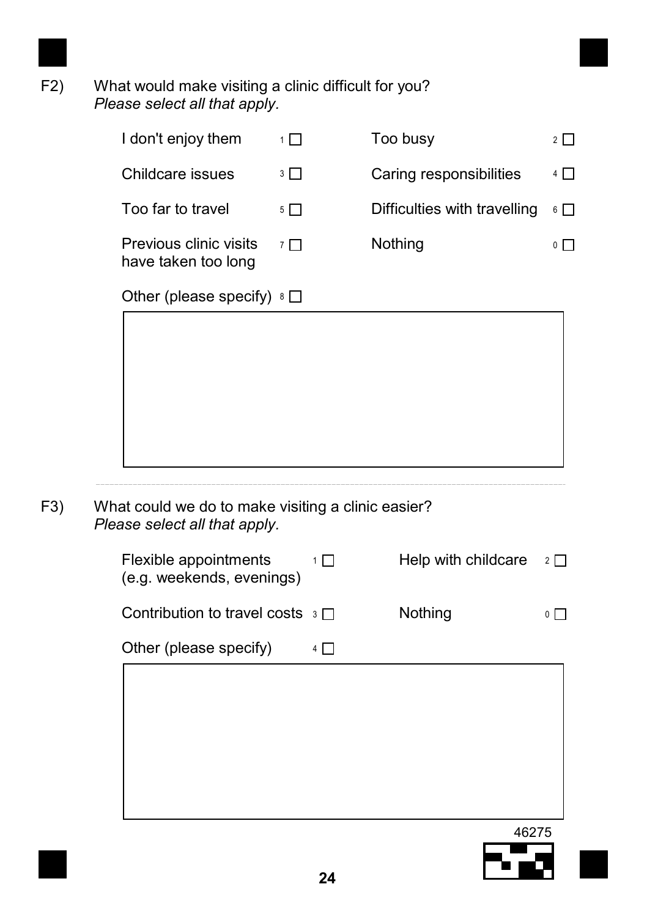F2) What would make visiting a clinic difficult for you?
*Please select all that apply.*

- I don't enjoy them 1 ☐
- Too busy 2 ☐
- Childcare issues 3 ☐
- Caring responsibilities 4 ☐
- Too far to travel 5 ☐
- Difficulties with travelling 6 ☐
- Previous clinic visits have taken too long 7 ☐
- Nothing 0 ☐
- Other (please specify) 8 ☐

---

F3) What could we do to make visiting a clinic easier?
*Please select all that apply.*

- Flexible appointments (e.g. weekends, evenings) 1 ☐
- Help with childcare 2 ☐
- Contribution to travel costs 3 ☐
- Nothing 0 ☐
- Other (please specify) 4 ☐

46275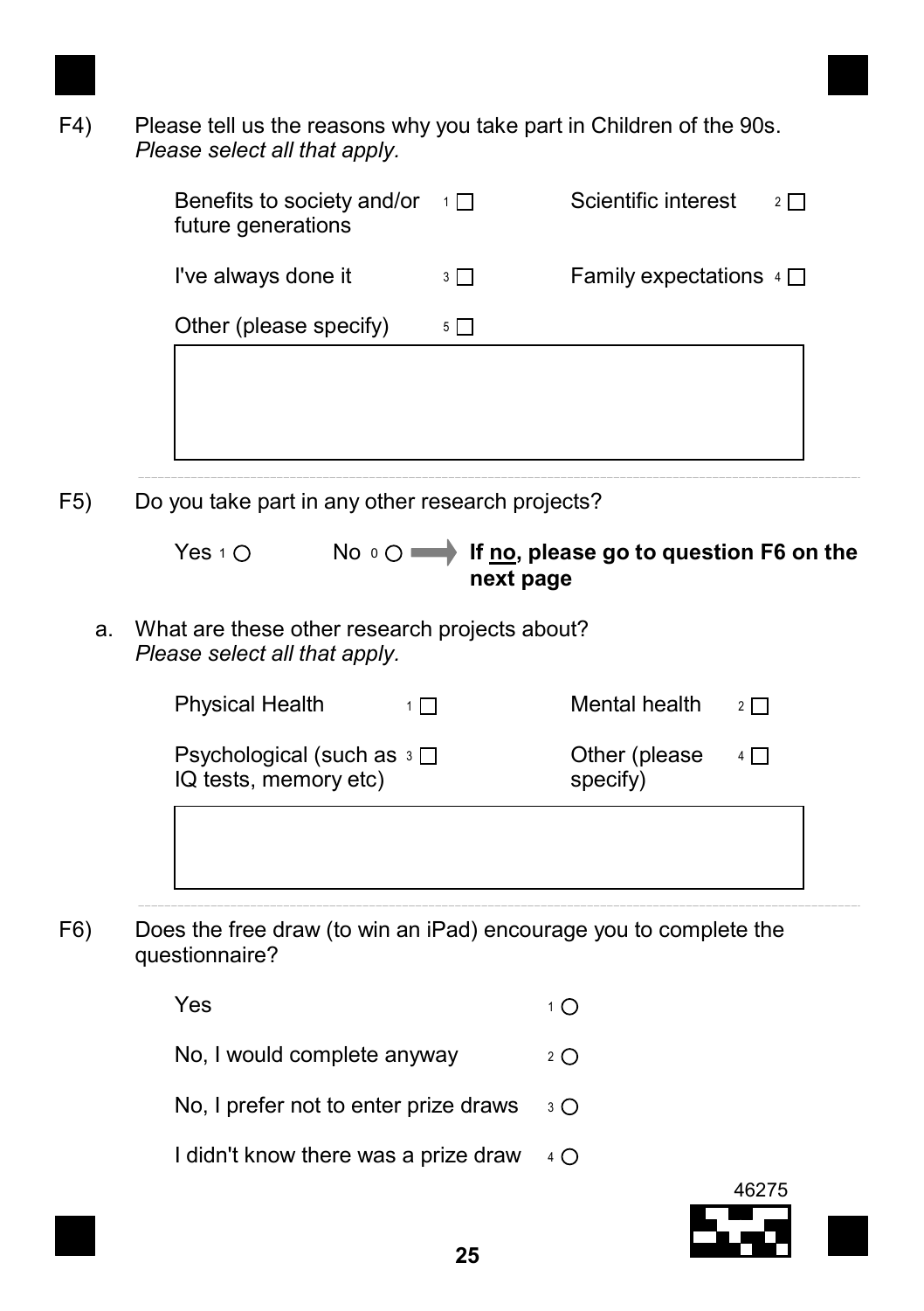F4) Please tell us the reasons why you take part in Children of the 90s.
*Please select all that apply.*

- Benefits to society and/or future generations 1 ☐
- Scientific interest 2 ☐
- I've always done it 3 ☐
- Family expectations 4 ☐
- Other (please specify) 5 ☐

---

F5) Do you take part in any other research projects?

Yes 1 ○ No 0 ○ ➡ **If no, please go to question F6 on the next page**

a. What are these other research projects about?
*Please select all that apply.*

- Physical Health 1 ☐
- Mental health 2 ☐
- Psychological (such as IQ tests, memory etc) 3 ☐
- Other (please specify) 4 ☐

---

F6) Does the free draw (to win an iPad) encourage you to complete the questionnaire?

- Yes 1 ○
- No, I would complete anyway 2 ○
- No, I prefer not to enter prize draws 3 ○
- I didn't know there was a prize draw 4 ○

46275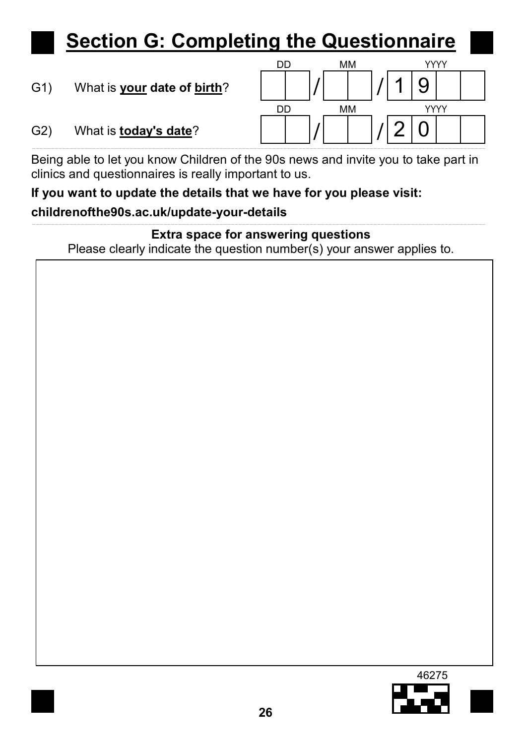## Section G: Completing the Questionnaire

G1) What is **your date of birth**?

| DD | | MM | | YYYY |
|---|---|---|---|---|
| | / | | / | 1 9 |

G2) What is **today's date**?

| DD | | MM | | YYYY |
|---|---|---|---|---|
| | / | | / | 2 0 |

Being able to let you know Children of the 90s news and invite you to take part in clinics and questionnaires is really important to us.

**If you want to update the details that we have for you please visit:**

**childrenofthe90s.ac.uk/update-your-details**

**Extra space for answering questions**

Please clearly indicate the question number(s) your answer applies to.

46275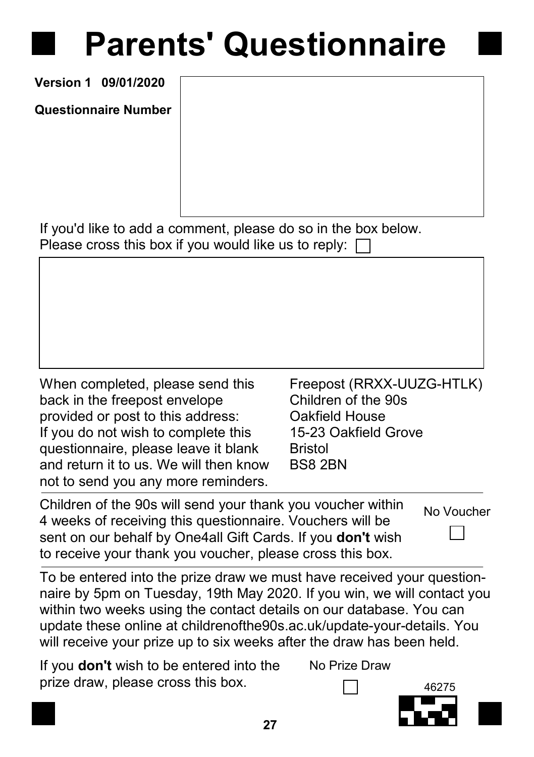# Parents' Questionnaire

**Version 1 09/01/2020**

**Questionnaire Number**

If you'd like to add a comment, please do so in the box below.
Please cross this box if you would like us to reply: ☐

When completed, please send this back in the freepost envelope provided or post to this address:
If you do not wish to complete this questionnaire, please leave it blank and return it to us. We will then know not to send you any more reminders.

Freepost (RRXX-UUZG-HTLK)
Children of the 90s
Oakfield House
15-23 Oakfield Grove
Bristol
BS8 2BN

Children of the 90s will send your thank you voucher within 4 weeks of receiving this questionnaire. Vouchers will be sent on our behalf by One4all Gift Cards. If you **don't** wish to receive your thank you voucher, please cross this box.

No Voucher ☐

To be entered into the prize draw we must have received your questionnaire by 5pm on Tuesday, 19th May 2020. If you win, we will contact you within two weeks using the contact details on our database. You can update these online at childrenofthe90s.ac.uk/update-your-details. You will receive your prize up to six weeks after the draw has been held.

If you **don't** wish to be entered into the prize draw, please cross this box.

No Prize Draw ☐

46275